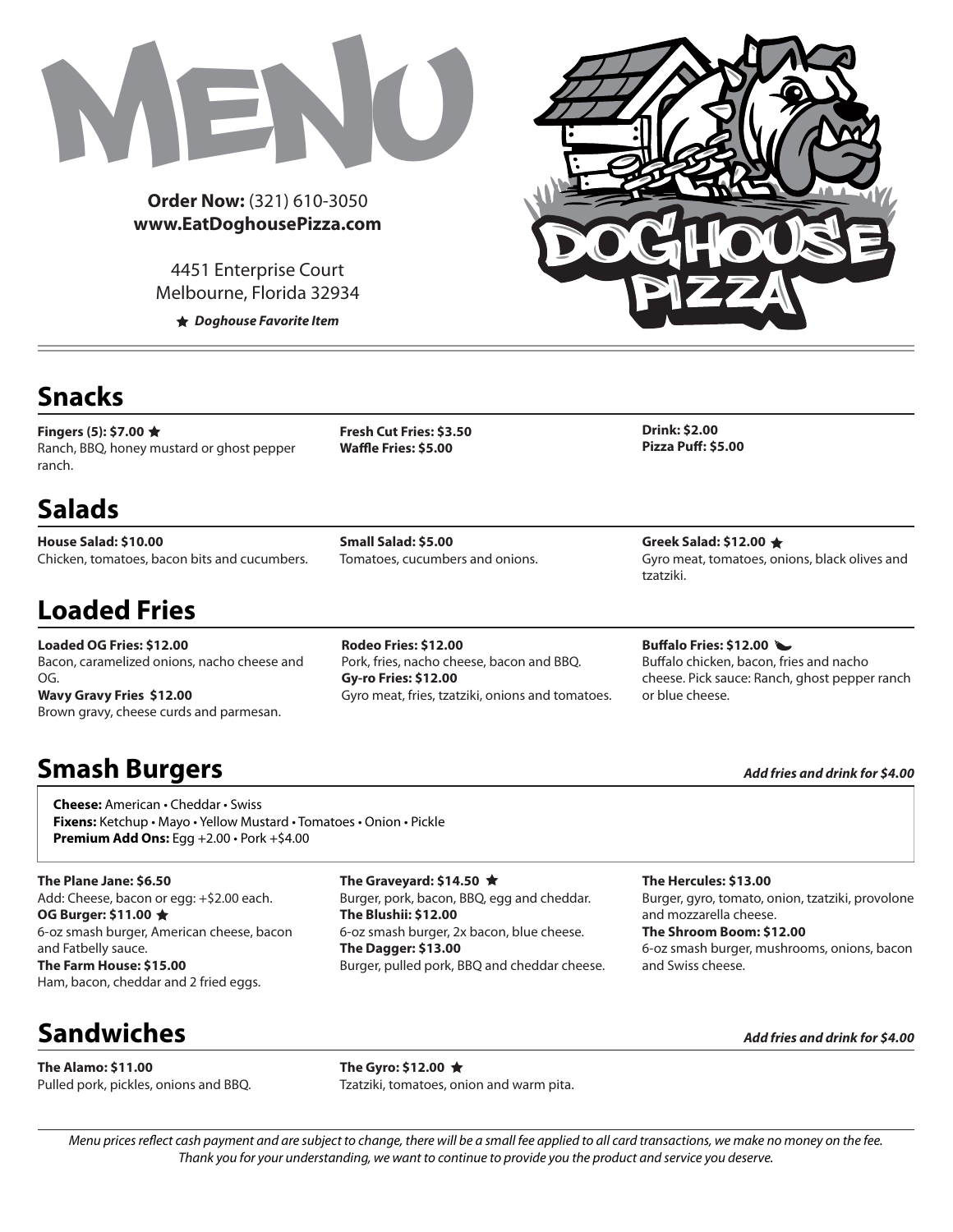# MENU

**Order Now:** (321) 610-3050
**www.EatDoghousePizza.com**

4451 Enterprise Court
Melbourne, Florida 32934

★ ***Doghouse Favorite Item***

## Snacks

**Fingers (5): $7.00 ★**
Ranch, BBQ, honey mustard or ghost pepper ranch.

**Fresh Cut Fries: $3.50**
**Waffle Fries: $5.00**

**Drink: $2.00**
**Pizza Puff: $5.00**

## Salads

**House Salad: $10.00**
Chicken, tomatoes, bacon bits and cucumbers.

**Small Salad: $5.00**
Tomatoes, cucumbers and onions.

**Greek Salad: $12.00 ★**
Gyro meat, tomatoes, onions, black olives and tzatziki.

## Loaded Fries

**Loaded OG Fries: $12.00**
Bacon, caramelized onions, nacho cheese and OG.

**Wavy Gravy Fries $12.00**
Brown gravy, cheese curds and parmesan.

**Rodeo Fries: $12.00**
Pork, fries, nacho cheese, bacon and BBQ.

**Gy-ro Fries: $12.00**
Gyro meat, fries, tzatziki, onions and tomatoes.

**Buffalo Fries: $12.00**
Buffalo chicken, bacon, fries and nacho cheese. Pick sauce: Ranch, ghost pepper ranch or blue cheese.

## Smash Burgers

***Add fries and drink for $4.00***

**Cheese:** American • Cheddar • Swiss
**Fixens:** Ketchup • Mayo • Yellow Mustard • Tomatoes • Onion • Pickle
**Premium Add Ons:** Egg +2.00 • Pork +$4.00

**The Plane Jane: $6.50**
Add: Cheese, bacon or egg: +$2.00 each.

**OG Burger: $11.00 ★**
6-oz smash burger, American cheese, bacon and Fatbelly sauce.

**The Farm House: $15.00**
Ham, bacon, cheddar and 2 fried eggs.

**The Graveyard: $14.50 ★**
Burger, pork, bacon, BBQ, egg and cheddar.

**The Blushii: $12.00**
6-oz smash burger, 2x bacon, blue cheese.

**The Dagger: $13.00**
Burger, pulled pork, BBQ and cheddar cheese.

**The Hercules: $13.00**
Burger, gyro, tomato, onion, tzatziki, provolone and mozzarella cheese.

**The Shroom Boom: $12.00**
6-oz smash burger, mushrooms, onions, bacon and Swiss cheese.

## Sandwiches

***Add fries and drink for $4.00***

**The Alamo: $11.00**
Pulled pork, pickles, onions and BBQ.

**The Gyro: $12.00 ★**
Tzatziki, tomatoes, onion and warm pita.

*Menu prices reflect cash payment and are subject to change, there will be a small fee applied to all card transactions, we make no money on the fee. Thank you for your understanding, we want to continue to provide you the product and service you deserve.*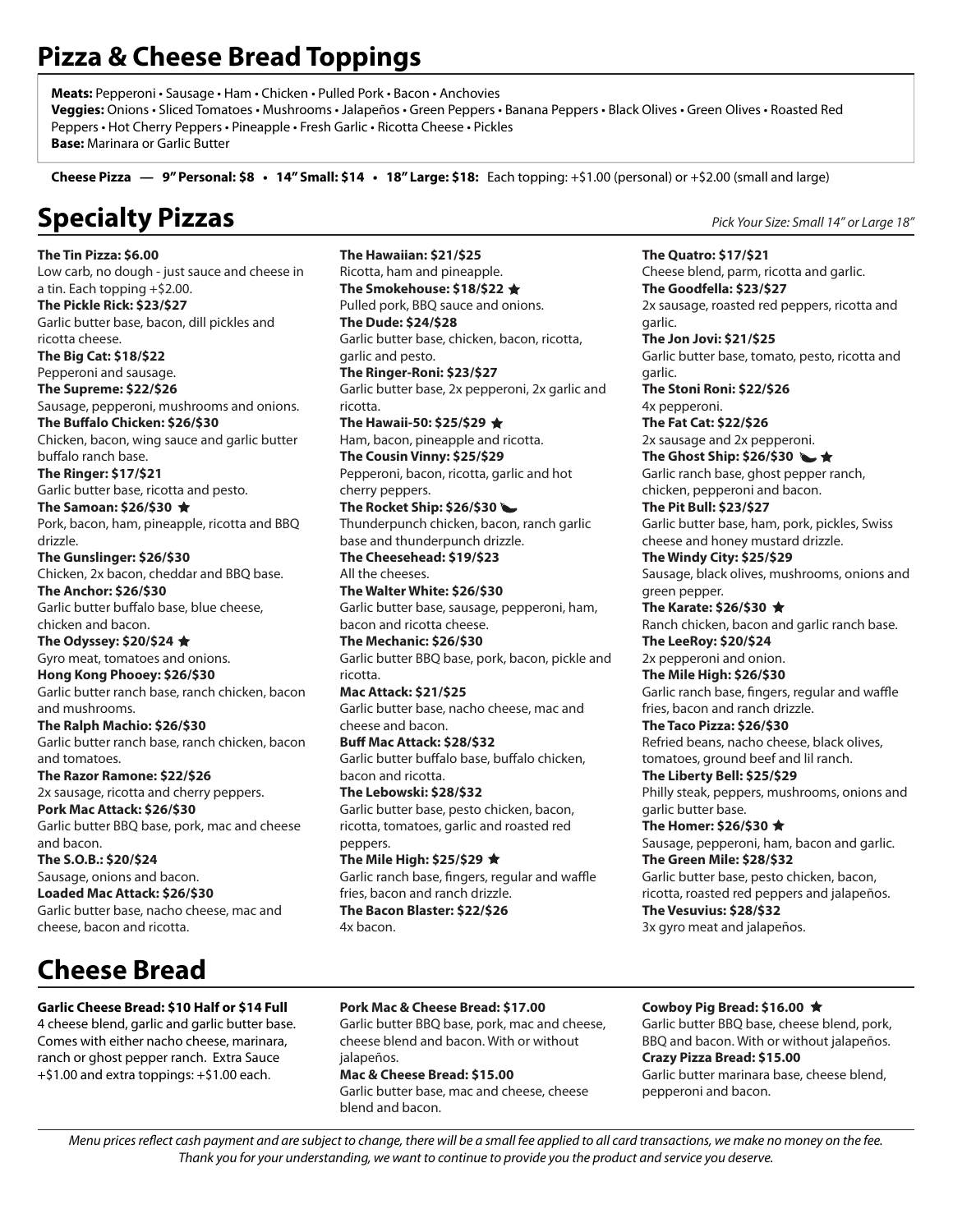## Pizza & Cheese Bread Toppings

**Meats:** Pepperoni • Sausage • Ham • Chicken • Pulled Pork • Bacon • Anchovies
**Veggies:** Onions • Sliced Tomatoes • Mushrooms • Jalapeños • Green Peppers • Banana Peppers • Black Olives • Green Olives • Roasted Red Peppers • Hot Cherry Peppers • Pineapple • Fresh Garlic • Ricotta Cheese • Pickles
**Base:** Marinara or Garlic Butter

**Cheese Pizza — 9" Personal: $8 • 14" Small: $14 • 18" Large: $18:** Each topping: +$1.00 (personal) or +$2.00 (small and large)

## Specialty Pizzas

*Pick Your Size: Small 14" or Large 18"*

**The Tin Pizza: $6.00**
Low carb, no dough - just sauce and cheese in a tin. Each topping +$2.00.

**The Pickle Rick: $23/$27**
Garlic butter base, bacon, dill pickles and ricotta cheese.

**The Big Cat: $18/$22**
Pepperoni and sausage.

**The Supreme: $22/$26**
Sausage, pepperoni, mushrooms and onions.

**The Buffalo Chicken: $26/$30**
Chicken, bacon, wing sauce and garlic butter buffalo ranch base.

**The Ringer: $17/$21**
Garlic butter base, ricotta and pesto.

**The Samoan: $26/$30** ★
Pork, bacon, ham, pineapple, ricotta and BBQ drizzle.

**The Gunslinger: $26/$30**
Chicken, 2x bacon, cheddar and BBQ base.

**The Anchor: $26/$30**
Garlic butter buffalo base, blue cheese, chicken and bacon.

**The Odyssey: $20/$24** ★
Gyro meat, tomatoes and onions.

**Hong Kong Phooey: $26/$30**
Garlic butter ranch base, ranch chicken, bacon and mushrooms.

**The Ralph Machio: $26/$30**
Garlic butter ranch base, ranch chicken, bacon and tomatoes.

**The Razor Ramone: $22/$26**
2x sausage, ricotta and cherry peppers.

**Pork Mac Attack: $26/$30**
Garlic butter BBQ base, pork, mac and cheese and bacon.

**The S.O.B.: $20/$24**
Sausage, onions and bacon.

**Loaded Mac Attack: $26/$30**
Garlic butter base, nacho cheese, mac and cheese, bacon and ricotta.

**The Hawaiian: $21/$25**
Ricotta, ham and pineapple.

**The Smokehouse: $18/$22** ★
Pulled pork, BBQ sauce and onions.

**The Dude: $24/$28**
Garlic butter base, chicken, bacon, ricotta, garlic and pesto.

**The Ringer-Roni: $23/$27**
Garlic butter base, 2x pepperoni, 2x garlic and ricotta.

**The Hawaii-50: $25/$29** ★
Ham, bacon, pineapple and ricotta.

**The Cousin Vinny: $25/$29**
Pepperoni, bacon, ricotta, garlic and hot cherry peppers.

**The Rocket Ship: $26/$30** 🌶
Thunderpunch chicken, bacon, ranch garlic base and thunderpunch drizzle.

**The Cheesehead: $19/$23**
All the cheeses.

**The Walter White: $26/$30**
Garlic butter base, sausage, pepperoni, ham, bacon and ricotta cheese.

**The Mechanic: $26/$30**
Garlic butter BBQ base, pork, bacon, pickle and ricotta.

**Mac Attack: $21/$25**
Garlic butter base, nacho cheese, mac and cheese and bacon.

**Buff Mac Attack: $28/$32**
Garlic butter buffalo base, buffalo chicken, bacon and ricotta.

**The Lebowski: $28/$32**
Garlic butter base, pesto chicken, bacon, ricotta, tomatoes, garlic and roasted red peppers.

**The Mile High: $25/$29** ★
Garlic ranch base, fingers, regular and waffle fries, bacon and ranch drizzle.

**The Bacon Blaster: $22/$26**
4x bacon.

**The Quatro: $17/$21**
Cheese blend, parm, ricotta and garlic.

**The Goodfella: $23/$27**
2x sausage, roasted red peppers, ricotta and garlic.

**The Jon Jovi: $21/$25**
Garlic butter base, tomato, pesto, ricotta and garlic.

**The Stoni Roni: $22/$26**
4x pepperoni.

**The Fat Cat: $22/$26**
2x sausage and 2x pepperoni.

**The Ghost Ship: $26/$30** 🌶 ★
Garlic ranch base, ghost pepper ranch, chicken, pepperoni and bacon.

**The Pit Bull: $23/$27**
Garlic butter base, ham, pork, pickles, Swiss cheese and honey mustard drizzle.

**The Windy City: $25/$29**
Sausage, black olives, mushrooms, onions and green pepper.

**The Karate: $26/$30** ★
Ranch chicken, bacon and garlic ranch base.

**The LeeRoy: $20/$24**
2x pepperoni and onion.

**The Mile High: $26/$30**
Garlic ranch base, fingers, regular and waffle fries, bacon and ranch drizzle.

**The Taco Pizza: $26/$30**
Refried beans, nacho cheese, black olives, tomatoes, ground beef and lil ranch.

**The Liberty Bell: $25/$29**
Philly steak, peppers, mushrooms, onions and garlic butter base.

**The Homer: $26/$30** ★
Sausage, pepperoni, ham, bacon and garlic.

**The Green Mile: $28/$32**
Garlic butter base, pesto chicken, bacon, ricotta, roasted red peppers and jalapeños.

**The Vesuvius: $28/$32**
3x gyro meat and jalapeños.

## Cheese Bread

**Garlic Cheese Bread: $10 Half or $14 Full**
4 cheese blend, garlic and garlic butter base. Comes with either nacho cheese, marinara, ranch or ghost pepper ranch. Extra Sauce +$1.00 and extra toppings: +$1.00 each.

**Pork Mac & Cheese Bread: $17.00**
Garlic butter BBQ base, pork, mac and cheese, cheese blend and bacon. With or without jalapeños.

**Mac & Cheese Bread: $15.00**
Garlic butter base, mac and cheese, cheese blend and bacon.

**Cowboy Pig Bread: $16.00** ★
Garlic butter BBQ base, cheese blend, pork, BBQ and bacon. With or without jalapeños.

**Crazy Pizza Bread: $15.00**
Garlic butter marinara base, cheese blend, pepperoni and bacon.

*Menu prices reflect cash payment and are subject to change, there will be a small fee applied to all card transactions, we make no money on the fee. Thank you for your understanding, we want to continue to provide you the product and service you deserve.*